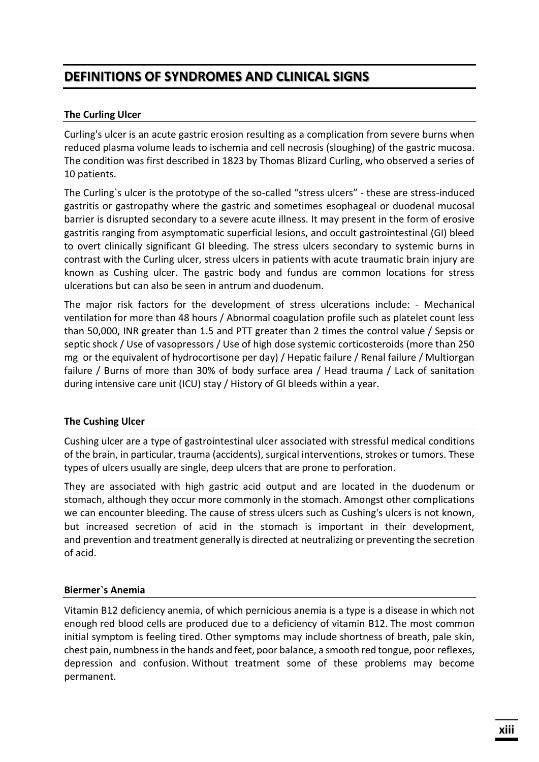# DEFINITIONS OF SYNDROMES AND CLINICAL SIGNS

### The Curling Ulcer

Curling's ulcer is an acute gastric erosion resulting as a complication from severe burns when reduced plasma volume leads to ischemia and cell necrosis (sloughing) of the gastric mucosa. The condition was first described in 1823 by Thomas Blizard Curling, who observed a series of 10 patients.

The Curling`s ulcer is the prototype of the so-called "stress ulcers" - these are stress-induced gastritis or gastropathy where the gastric and sometimes esophageal or duodenal mucosal barrier is disrupted secondary to a severe acute illness. It may present in the form of erosive gastritis ranging from asymptomatic superficial lesions, and occult gastrointestinal (GI) bleed to overt clinically significant GI bleeding. The stress ulcers secondary to systemic burns in contrast with the Curling ulcer, stress ulcers in patients with acute traumatic brain injury are known as Cushing ulcer. The gastric body and fundus are common locations for stress ulcerations but can also be seen in antrum and duodenum.

The major risk factors for the development of stress ulcerations include: - Mechanical ventilation for more than 48 hours / Abnormal coagulation profile such as platelet count less than 50,000, INR greater than 1.5 and PTT greater than 2 times the control value / Sepsis or septic shock / Use of vasopressors / Use of high dose systemic corticosteroids (more than 250 mg or the equivalent of hydrocortisone per day) / Hepatic failure / Renal failure / Multiorgan failure / Burns of more than 30% of body surface area / Head trauma / Lack of sanitation during intensive care unit (ICU) stay / History of GI bleeds within a year.

### The Cushing Ulcer

Cushing ulcer are a type of gastrointestinal ulcer associated with stressful medical conditions of the brain, in particular, trauma (accidents), surgical interventions, strokes or tumors. These types of ulcers usually are single, deep ulcers that are prone to perforation.

They are associated with high gastric acid output and are located in the duodenum or stomach, although they occur more commonly in the stomach. Amongst other complications we can encounter bleeding. The cause of stress ulcers such as Cushing's ulcers is not known, but increased secretion of acid in the stomach is important in their development, and prevention and treatment generally is directed at neutralizing or preventing the secretion of acid.

### Biermer`s Anemia

Vitamin B12 deficiency anemia, of which pernicious anemia is a type is a disease in which not enough red blood cells are produced due to a deficiency of vitamin B12. The most common initial symptom is feeling tired. Other symptoms may include shortness of breath, pale skin, chest pain, numbness in the hands and feet, poor balance, a smooth red tongue, poor reflexes, depression and confusion. Without treatment some of these problems may become permanent.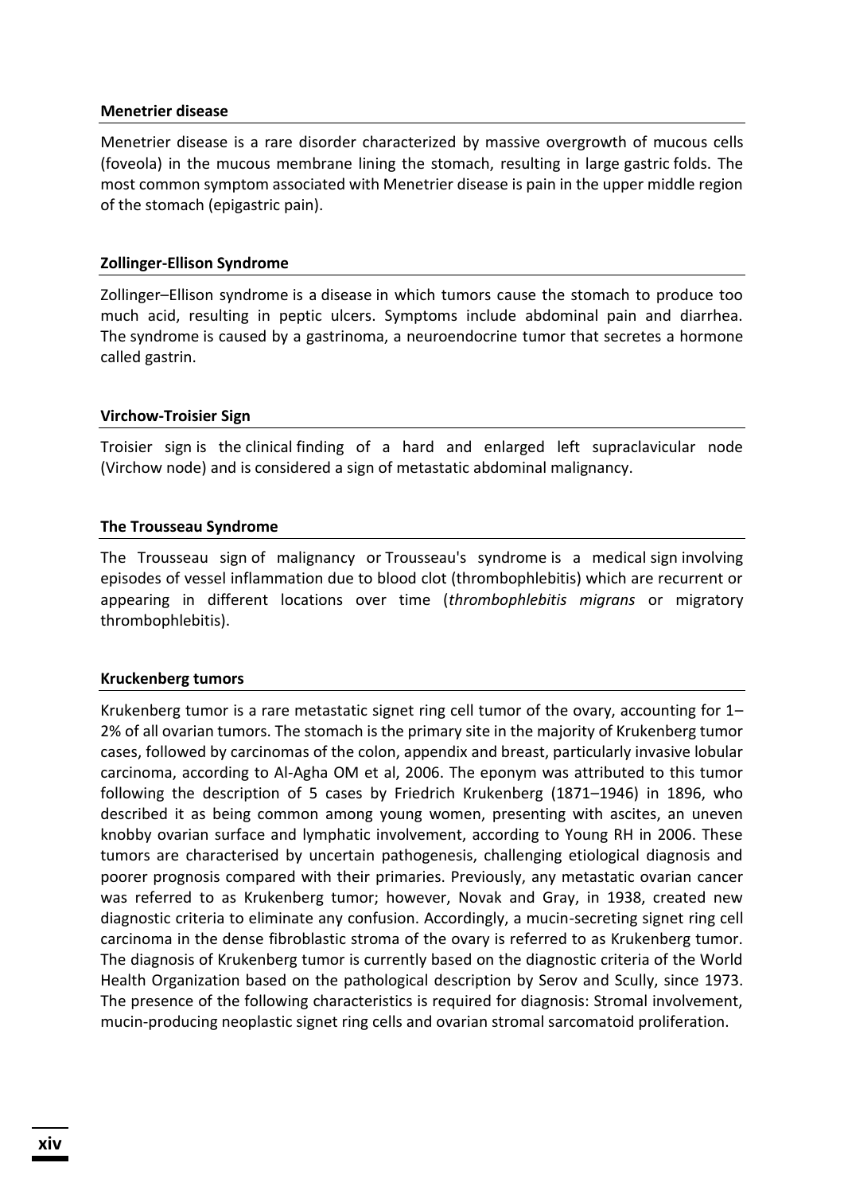### Menetrier disease

Menetrier disease is a rare disorder characterized by massive overgrowth of mucous cells (foveola) in the mucous membrane lining the stomach, resulting in large gastric folds. The most common symptom associated with Menetrier disease is pain in the upper middle region of the stomach (epigastric pain).

### Zollinger-Ellison Syndrome

Zollinger–Ellison syndrome is a disease in which tumors cause the stomach to produce too much acid, resulting in peptic ulcers. Symptoms include abdominal pain and diarrhea. The syndrome is caused by a gastrinoma, a neuroendocrine tumor that secretes a hormone called gastrin.

### Virchow-Troisier Sign

Troisier sign is the clinical finding of a hard and enlarged left supraclavicular node (Virchow node) and is considered a sign of metastatic abdominal malignancy.

### The Trousseau Syndrome

The Trousseau sign of malignancy or Trousseau's syndrome is a medical sign involving episodes of vessel inflammation due to blood clot (thrombophlebitis) which are recurrent or appearing in different locations over time (*thrombophlebitis migrans* or migratory thrombophlebitis).

### Kruckenberg tumors

Krukenberg tumor is a rare metastatic signet ring cell tumor of the ovary, accounting for 1–2% of all ovarian tumors. The stomach is the primary site in the majority of Krukenberg tumor cases, followed by carcinomas of the colon, appendix and breast, particularly invasive lobular carcinoma, according to Al-Agha OM et al, 2006. The eponym was attributed to this tumor following the description of 5 cases by Friedrich Krukenberg (1871–1946) in 1896, who described it as being common among young women, presenting with ascites, an uneven knobby ovarian surface and lymphatic involvement, according to Young RH in 2006. These tumors are characterised by uncertain pathogenesis, challenging etiological diagnosis and poorer prognosis compared with their primaries. Previously, any metastatic ovarian cancer was referred to as Krukenberg tumor; however, Novak and Gray, in 1938, created new diagnostic criteria to eliminate any confusion. Accordingly, a mucin-secreting signet ring cell carcinoma in the dense fibroblastic stroma of the ovary is referred to as Krukenberg tumor. The diagnosis of Krukenberg tumor is currently based on the diagnostic criteria of the World Health Organization based on the pathological description by Serov and Scully, since 1973. The presence of the following characteristics is required for diagnosis: Stromal involvement, mucin-producing neoplastic signet ring cells and ovarian stromal sarcomatoid proliferation.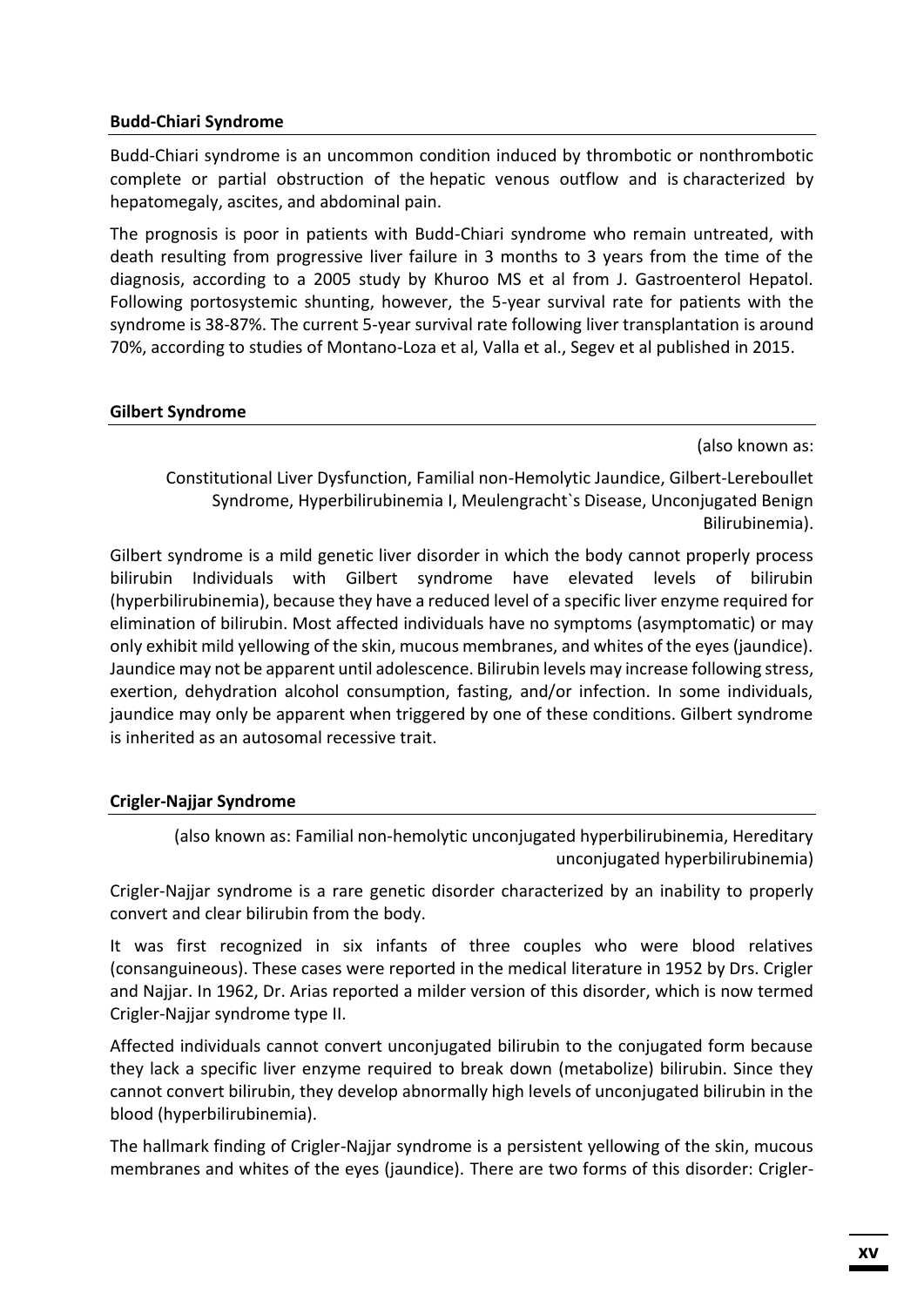### Budd-Chiari Syndrome

Budd-Chiari syndrome is an uncommon condition induced by thrombotic or nonthrombotic complete or partial obstruction of the hepatic venous outflow and is characterized by hepatomegaly, ascites, and abdominal pain.

The prognosis is poor in patients with Budd-Chiari syndrome who remain untreated, with death resulting from progressive liver failure in 3 months to 3 years from the time of the diagnosis, according to a 2005 study by Khuroo MS et al from J. Gastroenterol Hepatol. Following portosystemic shunting, however, the 5-year survival rate for patients with the syndrome is 38-87%. The current 5-year survival rate following liver transplantation is around 70%, according to studies of Montano-Loza et al, Valla et al., Segev et al published in 2015.

### Gilbert Syndrome

(also known as:

Constitutional Liver Dysfunction, Familial non-Hemolytic Jaundice, Gilbert-Lereboullet Syndrome, Hyperbilirubinemia I, Meulengracht`s Disease, Unconjugated Benign Bilirubinemia).

Gilbert syndrome is a mild genetic liver disorder in which the body cannot properly process bilirubin Individuals with Gilbert syndrome have elevated levels of bilirubin (hyperbilirubinemia), because they have a reduced level of a specific liver enzyme required for elimination of bilirubin. Most affected individuals have no symptoms (asymptomatic) or may only exhibit mild yellowing of the skin, mucous membranes, and whites of the eyes (jaundice). Jaundice may not be apparent until adolescence. Bilirubin levels may increase following stress, exertion, dehydration alcohol consumption, fasting, and/or infection. In some individuals, jaundice may only be apparent when triggered by one of these conditions. Gilbert syndrome is inherited as an autosomal recessive trait.

### Crigler-Najjar Syndrome

(also known as: Familial non-hemolytic unconjugated hyperbilirubinemia, Hereditary unconjugated hyperbilirubinemia)

Crigler-Najjar syndrome is a rare genetic disorder characterized by an inability to properly convert and clear bilirubin from the body.

It was first recognized in six infants of three couples who were blood relatives (consanguineous). These cases were reported in the medical literature in 1952 by Drs. Crigler and Najjar. In 1962, Dr. Arias reported a milder version of this disorder, which is now termed Crigler-Najjar syndrome type II.

Affected individuals cannot convert unconjugated bilirubin to the conjugated form because they lack a specific liver enzyme required to break down (metabolize) bilirubin. Since they cannot convert bilirubin, they develop abnormally high levels of unconjugated bilirubin in the blood (hyperbilirubinemia).

The hallmark finding of Crigler-Najjar syndrome is a persistent yellowing of the skin, mucous membranes and whites of the eyes (jaundice). There are two forms of this disorder: Crigler-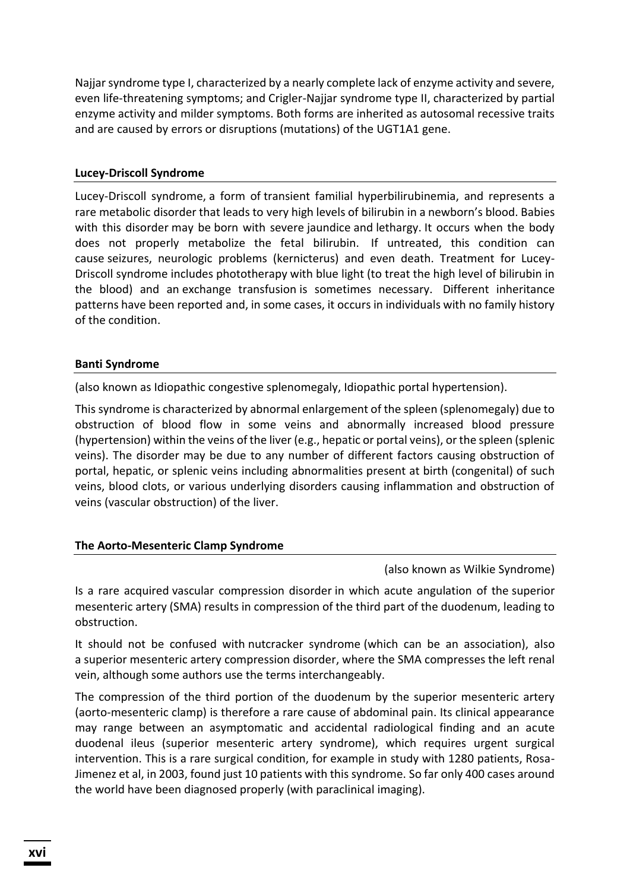Najjar syndrome type I, characterized by a nearly complete lack of enzyme activity and severe, even life-threatening symptoms; and Crigler-Najjar syndrome type II, characterized by partial enzyme activity and milder symptoms. Both forms are inherited as autosomal recessive traits and are caused by errors or disruptions (mutations) of the UGT1A1 gene.

### Lucey-Driscoll Syndrome

Lucey-Driscoll syndrome, a form of transient familial hyperbilirubinemia, and represents a rare metabolic disorder that leads to very high levels of bilirubin in a newborn's blood. Babies with this disorder may be born with severe jaundice and lethargy. It occurs when the body does not properly metabolize the fetal bilirubin. If untreated, this condition can cause seizures, neurologic problems (kernicterus) and even death. Treatment for Lucey-Driscoll syndrome includes phototherapy with blue light (to treat the high level of bilirubin in the blood) and an exchange transfusion is sometimes necessary. Different inheritance patterns have been reported and, in some cases, it occurs in individuals with no family history of the condition.

### Banti Syndrome

(also known as Idiopathic congestive splenomegaly, Idiopathic portal hypertension).

This syndrome is characterized by abnormal enlargement of the spleen (splenomegaly) due to obstruction of blood flow in some veins and abnormally increased blood pressure (hypertension) within the veins of the liver (e.g., hepatic or portal veins), or the spleen (splenic veins). The disorder may be due to any number of different factors causing obstruction of portal, hepatic, or splenic veins including abnormalities present at birth (congenital) of such veins, blood clots, or various underlying disorders causing inflammation and obstruction of veins (vascular obstruction) of the liver.

### The Aorto-Mesenteric Clamp Syndrome

(also known as Wilkie Syndrome)

Is a rare acquired vascular compression disorder in which acute angulation of the superior mesenteric artery (SMA) results in compression of the third part of the duodenum, leading to obstruction.

It should not be confused with nutcracker syndrome (which can be an association), also a superior mesenteric artery compression disorder, where the SMA compresses the left renal vein, although some authors use the terms interchangeably.

The compression of the third portion of the duodenum by the superior mesenteric artery (aorto-mesenteric clamp) is therefore a rare cause of abdominal pain. Its clinical appearance may range between an asymptomatic and accidental radiological finding and an acute duodenal ileus (superior mesenteric artery syndrome), which requires urgent surgical intervention. This is a rare surgical condition, for example in study with 1280 patients, Rosa-Jimenez et al, in 2003, found just 10 patients with this syndrome. So far only 400 cases around the world have been diagnosed properly (with paraclinical imaging).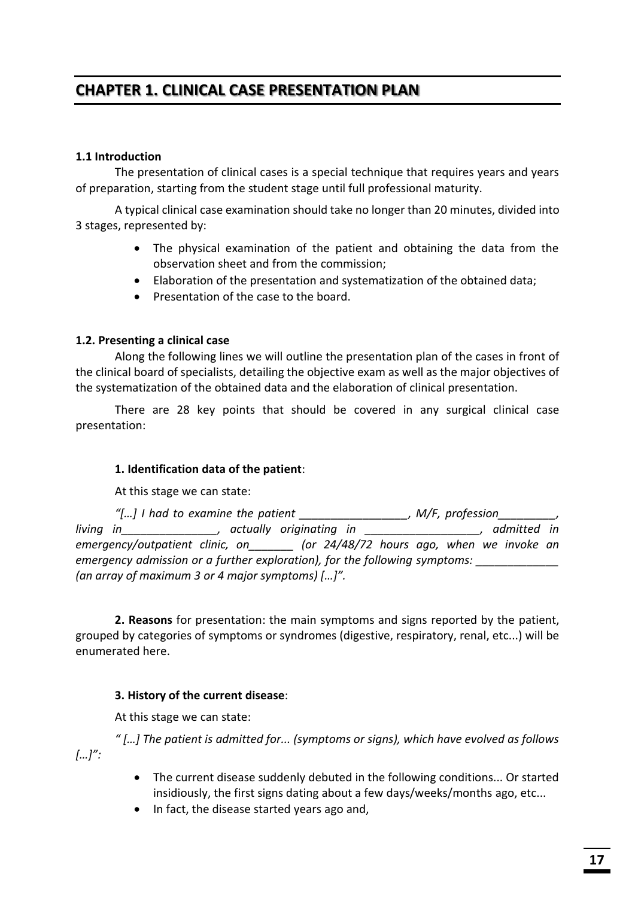# CHAPTER 1. CLINICAL CASE PRESENTATION PLAN

### 1.1 Introduction

The presentation of clinical cases is a special technique that requires years and years of preparation, starting from the student stage until full professional maturity.

A typical clinical case examination should take no longer than 20 minutes, divided into 3 stages, represented by:

- The physical examination of the patient and obtaining the data from the observation sheet and from the commission;
- Elaboration of the presentation and systematization of the obtained data;
- Presentation of the case to the board.

### 1.2. Presenting a clinical case

Along the following lines we will outline the presentation plan of the cases in front of the clinical board of specialists, detailing the objective exam as well as the major objectives of the systematization of the obtained data and the elaboration of clinical presentation.

There are 28 key points that should be covered in any surgical clinical case presentation:

**1. Identification data of the patient**:

At this stage we can state:

*"[…] I had to examine the patient _________________, M/F, profession_________, living in_______________, actually originating in __________________, admitted in emergency/outpatient clinic, on_______ (or 24/48/72 hours ago, when we invoke an emergency admission or a further exploration), for the following symptoms: _____________ (an array of maximum 3 or 4 major symptoms) […]".*

**2. Reasons** for presentation: the main symptoms and signs reported by the patient, grouped by categories of symptoms or syndromes (digestive, respiratory, renal, etc...) will be enumerated here.

**3. History of the current disease**:

At this stage we can state:

*" […] The patient is admitted for... (symptoms or signs), which have evolved as follows […]":*

- The current disease suddenly debuted in the following conditions... Or started insidiously, the first signs dating about a few days/weeks/months ago, etc...
- In fact, the disease started years ago and,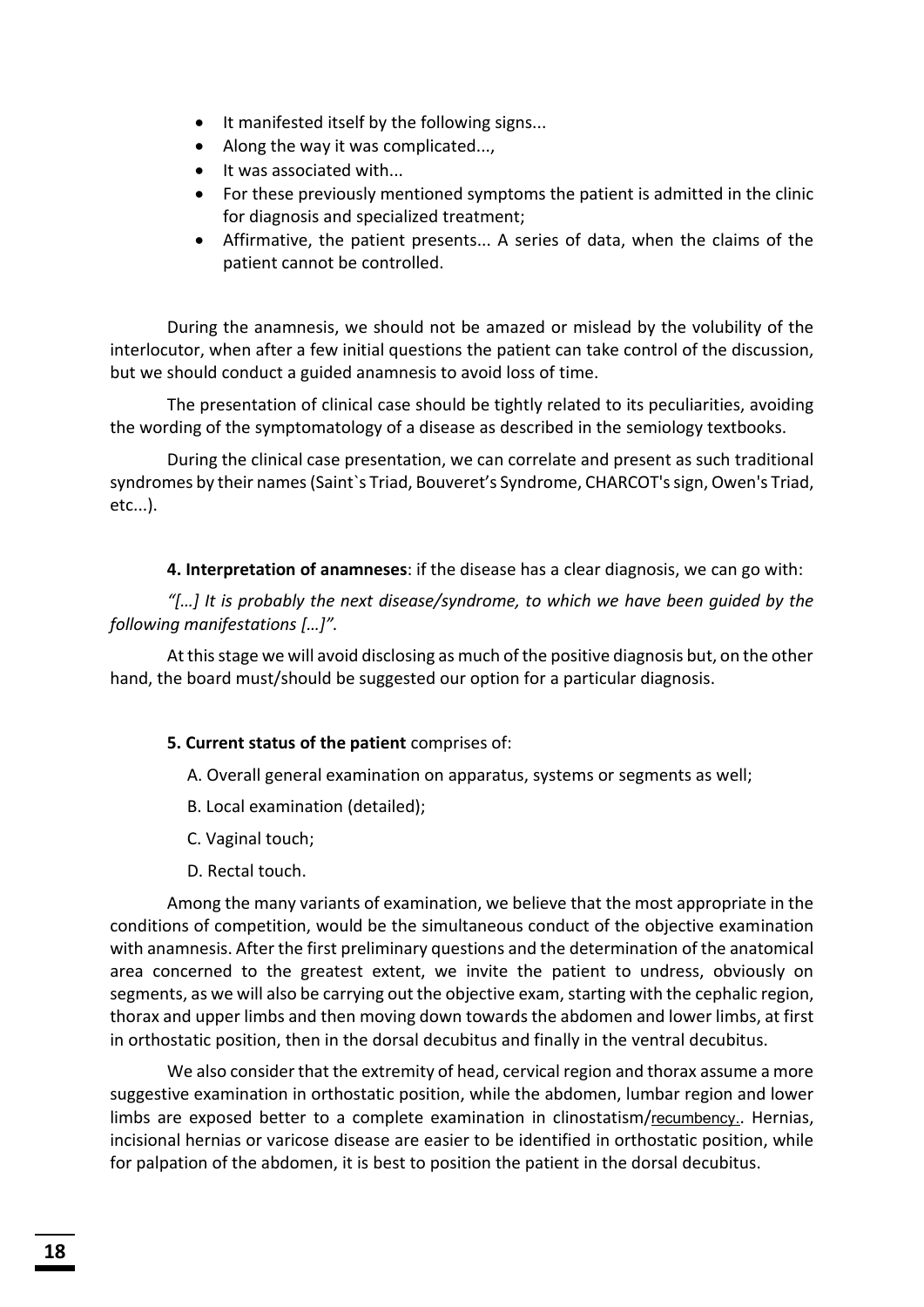- It manifested itself by the following signs...
- Along the way it was complicated...,
- It was associated with...
- For these previously mentioned symptoms the patient is admitted in the clinic for diagnosis and specialized treatment;
- Affirmative, the patient presents... A series of data, when the claims of the patient cannot be controlled.

During the anamnesis, we should not be amazed or mislead by the volubility of the interlocutor, when after a few initial questions the patient can take control of the discussion, but we should conduct a guided anamnesis to avoid loss of time.

The presentation of clinical case should be tightly related to its peculiarities, avoiding the wording of the symptomatology of a disease as described in the semiology textbooks.

During the clinical case presentation, we can correlate and present as such traditional syndromes by their names (Saint`s Triad, Bouveret's Syndrome, CHARCOT's sign, Owen's Triad, etc...).

**4. Interpretation of anamneses**: if the disease has a clear diagnosis, we can go with:

*"[…] It is probably the next disease/syndrome, to which we have been guided by the following manifestations […]".*

At this stage we will avoid disclosing as much of the positive diagnosis but, on the other hand, the board must/should be suggested our option for a particular diagnosis.

**5. Current status of the patient** comprises of:

A. Overall general examination on apparatus, systems or segments as well;

B. Local examination (detailed);

C. Vaginal touch;

D. Rectal touch.

Among the many variants of examination, we believe that the most appropriate in the conditions of competition, would be the simultaneous conduct of the objective examination with anamnesis. After the first preliminary questions and the determination of the anatomical area concerned to the greatest extent, we invite the patient to undress, obviously on segments, as we will also be carrying out the objective exam, starting with the cephalic region, thorax and upper limbs and then moving down towards the abdomen and lower limbs, at first in orthostatic position, then in the dorsal decubitus and finally in the ventral decubitus.

We also consider that the extremity of head, cervical region and thorax assume a more suggestive examination in orthostatic position, while the abdomen, lumbar region and lower limbs are exposed better to a complete examination in clinostatism/recumbency.. Hernias, incisional hernias or varicose disease are easier to be identified in orthostatic position, while for palpation of the abdomen, it is best to position the patient in the dorsal decubitus.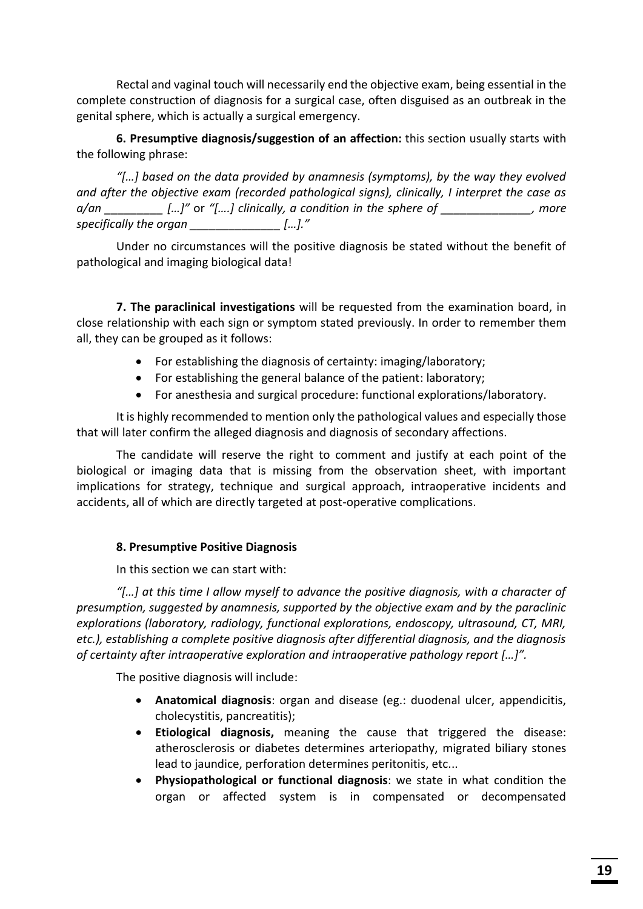Rectal and vaginal touch will necessarily end the objective exam, being essential in the complete construction of diagnosis for a surgical case, often disguised as an outbreak in the genital sphere, which is actually a surgical emergency.

**6. Presumptive diagnosis/suggestion of an affection:** this section usually starts with the following phrase:

*"[…] based on the data provided by anamnesis (symptoms), by the way they evolved and after the objective exam (recorded pathological signs), clinically, I interpret the case as a/an _________ […]"* or *"[….] clinically, a condition in the sphere of ______________, more specifically the organ ______________ […]."*

Under no circumstances will the positive diagnosis be stated without the benefit of pathological and imaging biological data!

**7. The paraclinical investigations** will be requested from the examination board, in close relationship with each sign or symptom stated previously. In order to remember them all, they can be grouped as it follows:

- For establishing the diagnosis of certainty: imaging/laboratory;
- For establishing the general balance of the patient: laboratory;
- For anesthesia and surgical procedure: functional explorations/laboratory.

It is highly recommended to mention only the pathological values and especially those that will later confirm the alleged diagnosis and diagnosis of secondary affections.

The candidate will reserve the right to comment and justify at each point of the biological or imaging data that is missing from the observation sheet, with important implications for strategy, technique and surgical approach, intraoperative incidents and accidents, all of which are directly targeted at post-operative complications.

**8. Presumptive Positive Diagnosis**

In this section we can start with:

*"[…] at this time I allow myself to advance the positive diagnosis, with a character of presumption, suggested by anamnesis, supported by the objective exam and by the paraclinic explorations (laboratory, radiology, functional explorations, endoscopy, ultrasound, CT, MRI, etc.), establishing a complete positive diagnosis after differential diagnosis, and the diagnosis of certainty after intraoperative exploration and intraoperative pathology report […]".*

The positive diagnosis will include:

- **Anatomical diagnosis**: organ and disease (eg.: duodenal ulcer, appendicitis, cholecystitis, pancreatitis);
- **Etiological diagnosis,** meaning the cause that triggered the disease: atherosclerosis or diabetes determines arteriopathy, migrated biliary stones lead to jaundice, perforation determines peritonitis, etc...
- **Physiopathological or functional diagnosis**: we state in what condition the organ or affected system is in compensated or decompensated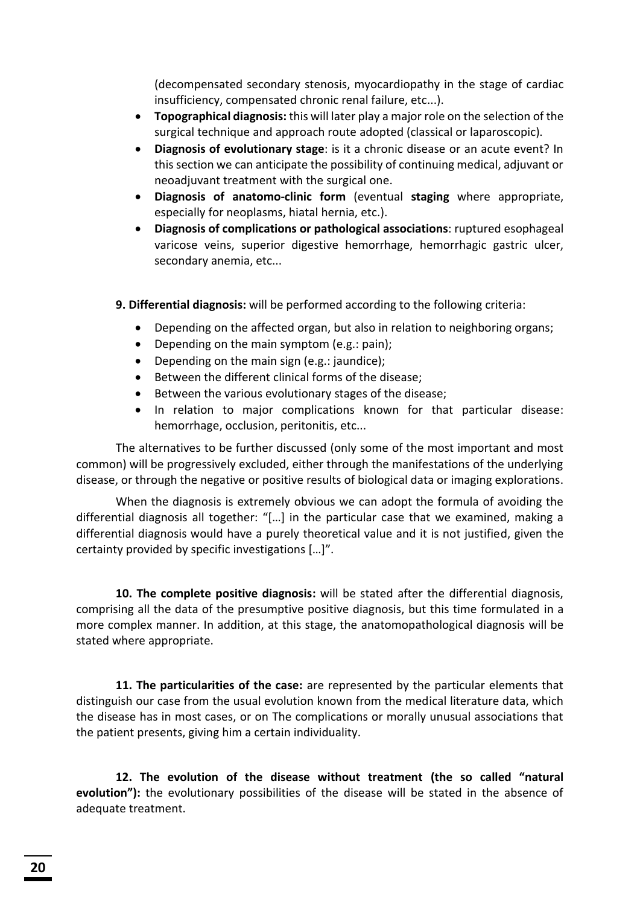(decompensated secondary stenosis, myocardiopathy in the stage of cardiac insufficiency, compensated chronic renal failure, etc...).

- **Topographical diagnosis:** this will later play a major role on the selection of the surgical technique and approach route adopted (classical or laparoscopic).
- **Diagnosis of evolutionary stage**: is it a chronic disease or an acute event? In this section we can anticipate the possibility of continuing medical, adjuvant or neoadjuvant treatment with the surgical one.
- **Diagnosis of anatomo-clinic form** (eventual **staging** where appropriate, especially for neoplasms, hiatal hernia, etc.).
- **Diagnosis of complications or pathological associations**: ruptured esophageal varicose veins, superior digestive hemorrhage, hemorrhagic gastric ulcer, secondary anemia, etc...

**9. Differential diagnosis:** will be performed according to the following criteria:

- Depending on the affected organ, but also in relation to neighboring organs;
- Depending on the main symptom (e.g.: pain);
- Depending on the main sign (e.g.: jaundice);
- Between the different clinical forms of the disease;
- Between the various evolutionary stages of the disease;
- In relation to major complications known for that particular disease: hemorrhage, occlusion, peritonitis, etc...

The alternatives to be further discussed (only some of the most important and most common) will be progressively excluded, either through the manifestations of the underlying disease, or through the negative or positive results of biological data or imaging explorations.

When the diagnosis is extremely obvious we can adopt the formula of avoiding the differential diagnosis all together: "[…] in the particular case that we examined, making a differential diagnosis would have a purely theoretical value and it is not justified, given the certainty provided by specific investigations […]".

**10. The complete positive diagnosis:** will be stated after the differential diagnosis, comprising all the data of the presumptive positive diagnosis, but this time formulated in a more complex manner. In addition, at this stage, the anatomopathological diagnosis will be stated where appropriate.

**11. The particularities of the case:** are represented by the particular elements that distinguish our case from the usual evolution known from the medical literature data, which the disease has in most cases, or on The complications or morally unusual associations that the patient presents, giving him a certain individuality.

**12. The evolution of the disease without treatment (the so called "natural evolution"):** the evolutionary possibilities of the disease will be stated in the absence of adequate treatment.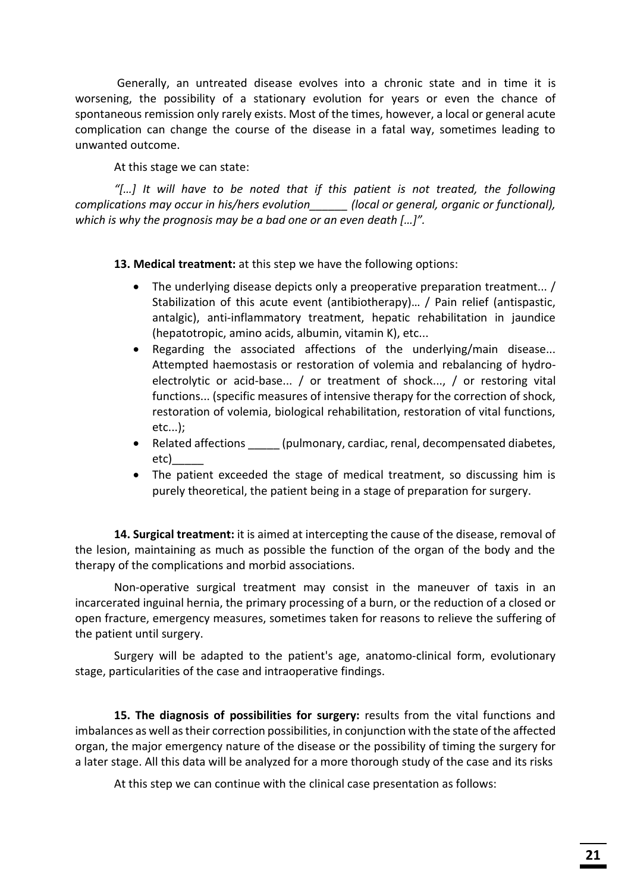Generally, an untreated disease evolves into a chronic state and in time it is worsening, the possibility of a stationary evolution for years or even the chance of spontaneous remission only rarely exists. Most of the times, however, a local or general acute complication can change the course of the disease in a fatal way, sometimes leading to unwanted outcome.

At this stage we can state:

*"[…] It will have to be noted that if this patient is not treated, the following complications may occur in his/hers evolution______ (local or general, organic or functional), which is why the prognosis may be a bad one or an even death […]".*

**13. Medical treatment:** at this step we have the following options:

- The underlying disease depicts only a preoperative preparation treatment... / Stabilization of this acute event (antibiotherapy)… / Pain relief (antispastic, antalgic), anti-inflammatory treatment, hepatic rehabilitation in jaundice (hepatotropic, amino acids, albumin, vitamin K), etc...
- Regarding the associated affections of the underlying/main disease... Attempted haemostasis or restoration of volemia and rebalancing of hydro-electrolytic or acid-base... / or treatment of shock..., / or restoring vital functions... (specific measures of intensive therapy for the correction of shock, restoration of volemia, biological rehabilitation, restoration of vital functions, etc...);
- Related affections _____ (pulmonary, cardiac, renal, decompensated diabetes, etc)_____
- The patient exceeded the stage of medical treatment, so discussing him is purely theoretical, the patient being in a stage of preparation for surgery.

**14. Surgical treatment:** it is aimed at intercepting the cause of the disease, removal of the lesion, maintaining as much as possible the function of the organ of the body and the therapy of the complications and morbid associations.

Non-operative surgical treatment may consist in the maneuver of taxis in an incarcerated inguinal hernia, the primary processing of a burn, or the reduction of a closed or open fracture, emergency measures, sometimes taken for reasons to relieve the suffering of the patient until surgery.

Surgery will be adapted to the patient's age, anatomo-clinical form, evolutionary stage, particularities of the case and intraoperative findings.

**15. The diagnosis of possibilities for surgery:** results from the vital functions and imbalances as well as their correction possibilities, in conjunction with the state of the affected organ, the major emergency nature of the disease or the possibility of timing the surgery for a later stage. All this data will be analyzed for a more thorough study of the case and its risks

At this step we can continue with the clinical case presentation as follows: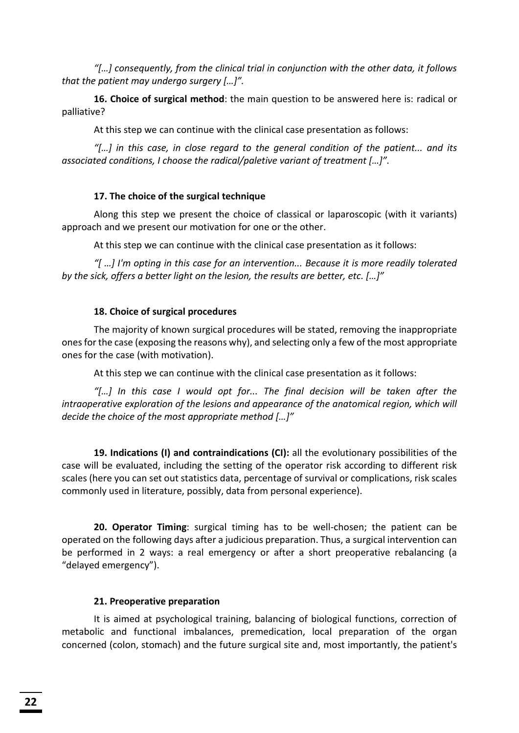*"[…] consequently, from the clinical trial in conjunction with the other data, it follows that the patient may undergo surgery […]".*

**16. Choice of surgical method**: the main question to be answered here is: radical or palliative?

At this step we can continue with the clinical case presentation as follows:

*"[…] in this case, in close regard to the general condition of the patient... and its associated conditions, I choose the radical/paletive variant of treatment […]".*

#### 17. The choice of the surgical technique

Along this step we present the choice of classical or laparoscopic (with it variants) approach and we present our motivation for one or the other.

At this step we can continue with the clinical case presentation as it follows:

*"[ …] I'm opting in this case for an intervention... Because it is more readily tolerated by the sick, offers a better light on the lesion, the results are better, etc. […]"*

#### 18. Choice of surgical procedures

The majority of known surgical procedures will be stated, removing the inappropriate ones for the case (exposing the reasons why), and selecting only a few of the most appropriate ones for the case (with motivation).

At this step we can continue with the clinical case presentation as it follows:

*"[…] In this case I would opt for... The final decision will be taken after the intraoperative exploration of the lesions and appearance of the anatomical region, which will decide the choice of the most appropriate method […]"*

**19. Indications (I) and contraindications (CI):** all the evolutionary possibilities of the case will be evaluated, including the setting of the operator risk according to different risk scales (here you can set out statistics data, percentage of survival or complications, risk scales commonly used in literature, possibly, data from personal experience).

**20. Operator Timing**: surgical timing has to be well-chosen; the patient can be operated on the following days after a judicious preparation. Thus, a surgical intervention can be performed in 2 ways: a real emergency or after a short preoperative rebalancing (a "delayed emergency").

#### 21. Preoperative preparation

It is aimed at psychological training, balancing of biological functions, correction of metabolic and functional imbalances, premedication, local preparation of the organ concerned (colon, stomach) and the future surgical site and, most importantly, the patient's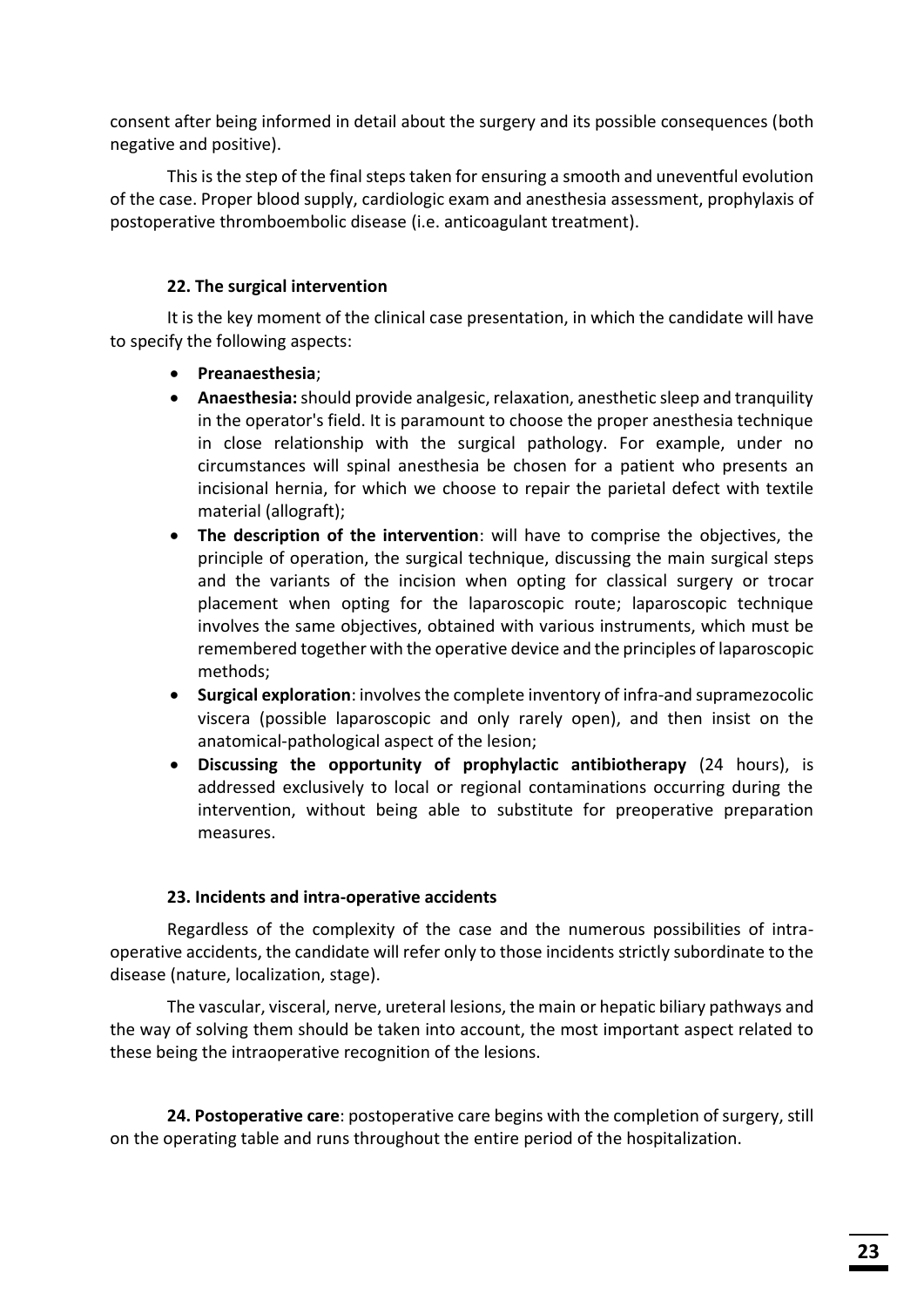consent after being informed in detail about the surgery and its possible consequences (both negative and positive).

This is the step of the final steps taken for ensuring a smooth and uneventful evolution of the case. Proper blood supply, cardiologic exam and anesthesia assessment, prophylaxis of postoperative thromboembolic disease (i.e. anticoagulant treatment).

### 22. The surgical intervention

It is the key moment of the clinical case presentation, in which the candidate will have to specify the following aspects:

- **Preanaesthesia**;
- **Anaesthesia:** should provide analgesic, relaxation, anesthetic sleep and tranquility in the operator's field. It is paramount to choose the proper anesthesia technique in close relationship with the surgical pathology. For example, under no circumstances will spinal anesthesia be chosen for a patient who presents an incisional hernia, for which we choose to repair the parietal defect with textile material (allograft);
- **The description of the intervention**: will have to comprise the objectives, the principle of operation, the surgical technique, discussing the main surgical steps and the variants of the incision when opting for classical surgery or trocar placement when opting for the laparoscopic route; laparoscopic technique involves the same objectives, obtained with various instruments, which must be remembered together with the operative device and the principles of laparoscopic methods;
- **Surgical exploration**: involves the complete inventory of infra-and supramezocolic viscera (possible laparoscopic and only rarely open), and then insist on the anatomical-pathological aspect of the lesion;
- **Discussing the opportunity of prophylactic antibiotherapy** (24 hours), is addressed exclusively to local or regional contaminations occurring during the intervention, without being able to substitute for preoperative preparation measures.

### 23. Incidents and intra-operative accidents

Regardless of the complexity of the case and the numerous possibilities of intra-operative accidents, the candidate will refer only to those incidents strictly subordinate to the disease (nature, localization, stage).

The vascular, visceral, nerve, ureteral lesions, the main or hepatic biliary pathways and the way of solving them should be taken into account, the most important aspect related to these being the intraoperative recognition of the lesions.

**24. Postoperative care**: postoperative care begins with the completion of surgery, still on the operating table and runs throughout the entire period of the hospitalization.